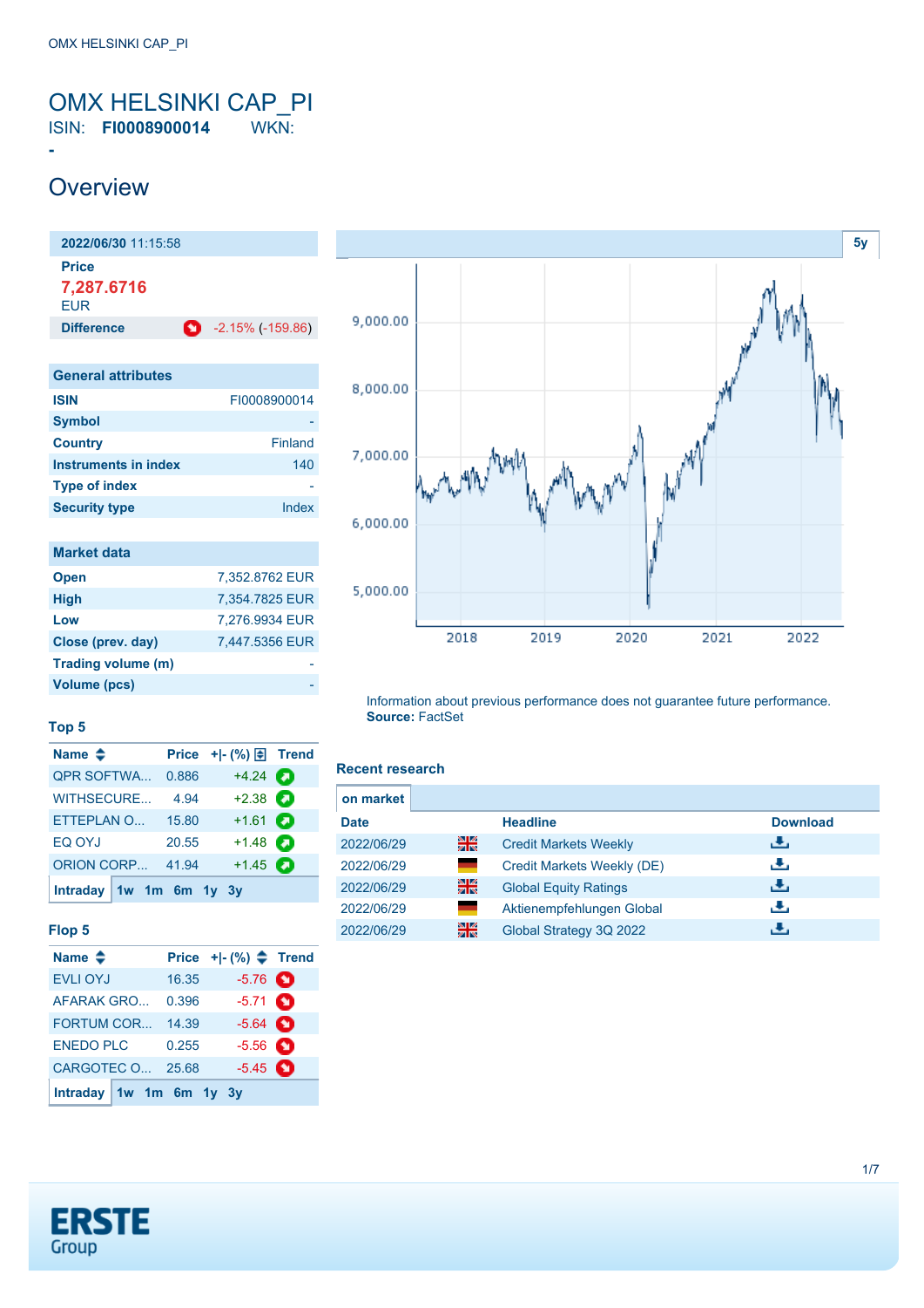# OMX HELSINKI CAP_PI

ISIN: **FI0008900014** WKN: -

## Overview

| 2022/06/30 11:15:58 | |
|---|---|
| **Price** | |
| 7,287.6716 EUR | |
| **Difference** | -2.15% (-159.86) |

| General attributes | |
|---|---|
| **ISIN** | FI0008900014 |
| **Symbol** | - |
| **Country** | Finland |
| **Instruments in index** | 140 |
| **Type of index** | - |
| **Security type** | Index |

| Market data | |
|---|---|
| **Open** | 7,352.8762 EUR |
| **High** | 7,354.7825 EUR |
| **Low** | 7,276.9934 EUR |
| **Close (prev. day)** | 7,447.5356 EUR |
| **Trading volume (m)** | - |
| **Volume (pcs)** | - |

Information about previous performance does not guarantee future performance.
**Source:** FactSet

### Top 5

| Name | Price | +\|- (%) | Trend |
|---|---|---|---|
| QPR SOFTWA... | 0.886 | +4.24 | |
| WITHSECURE... | 4.94 | +2.38 | |
| ETTEPLAN O... | 15.80 | +1.61 | |
| EQ OYJ | 20.55 | +1.48 | |
| ORION CORP... | 41.94 | +1.45 | |

Intraday 1w 1m 6m 1y 3y

### Flop 5

| Name | Price | +\|- (%) | Trend |
|---|---|---|---|
| EVLI OYJ | 16.35 | -5.76 | |
| AFARAK GRO... | 0.396 | -5.71 | |
| FORTUM COR... | 14.39 | -5.64 | |
| ENEDO PLC | 0.255 | -5.56 | |
| CARGOTEC O... | 25.68 | -5.45 | |

Intraday 1w 1m 6m 1y 3y

### Recent research

on market

| Date | | Headline | Download |
|---|---|---|---|
| 2022/06/29 | | Credit Markets Weekly | |
| 2022/06/29 | | Credit Markets Weekly (DE) | |
| 2022/06/29 | | Global Equity Ratings | |
| 2022/06/29 | | Aktienempfehlungen Global | |
| 2022/06/29 | | Global Strategy 3Q 2022 | |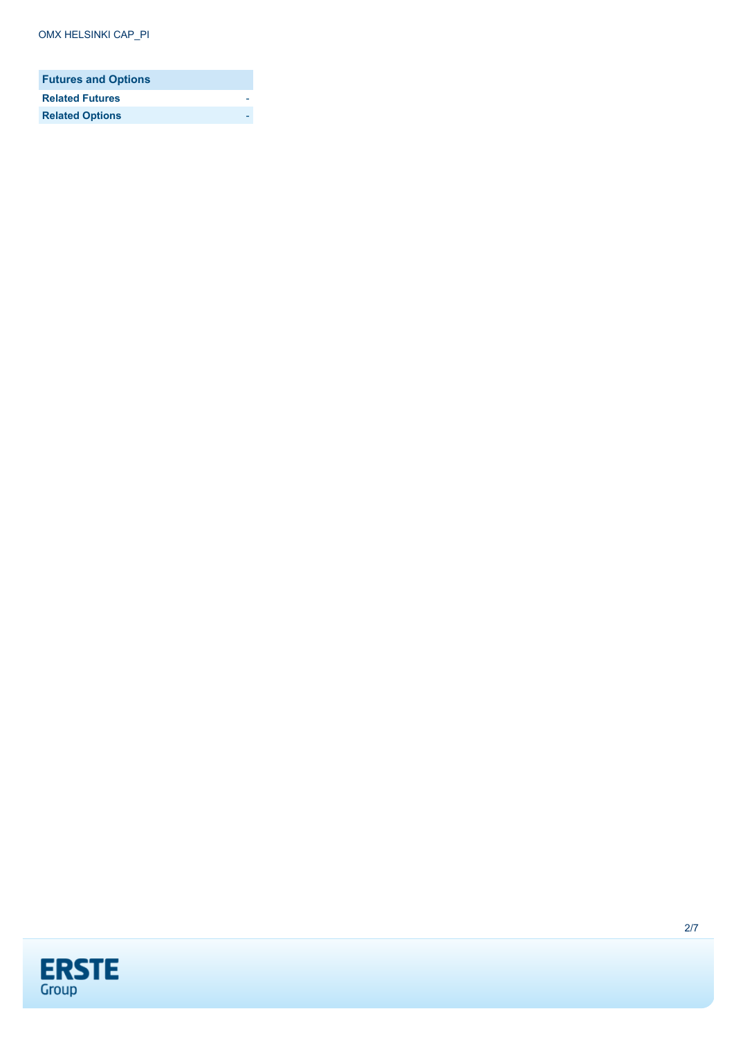| Futures and Options | |
| --- | --- |
| **Related Futures** | - |
| **Related Options** | - |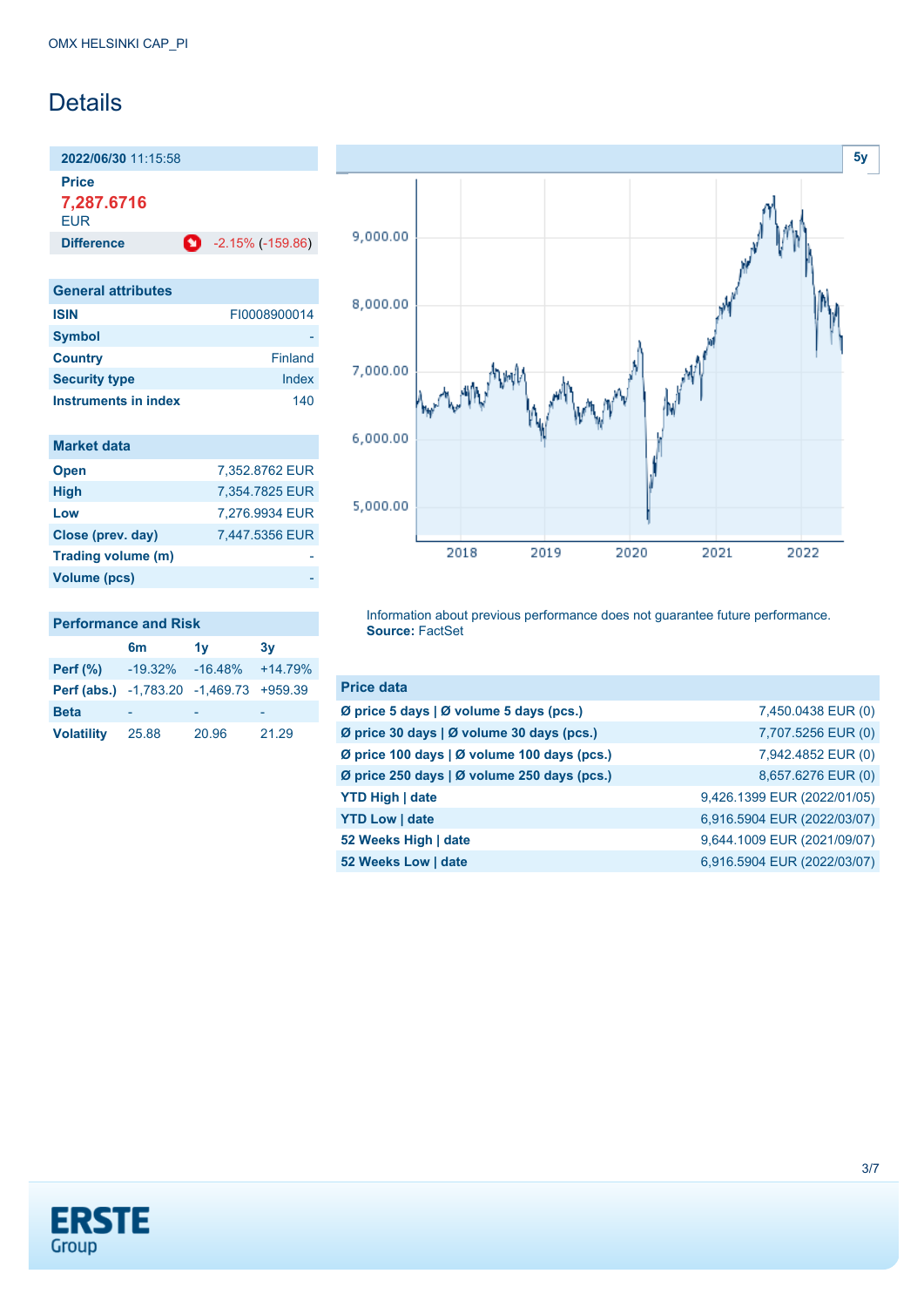# Details

**2022/06/30** 11:15:58

**Price**

**7,287.6716**

EUR

| **Difference** | -2.15% (-159.86) |
|---|---|

| General attributes | |
|---|---|
| **ISIN** | FI0008900014 |
| **Symbol** | - |
| **Country** | Finland |
| **Security type** | Index |
| **Instruments in index** | 140 |

| Market data | |
|---|---|
| **Open** | 7,352.8762 EUR |
| **High** | 7,354.7825 EUR |
| **Low** | 7,276.9934 EUR |
| **Close (prev. day)** | 7,447.5356 EUR |
| **Trading volume (m)** | - |
| **Volume (pcs)** | - |

| Performance and Risk | 6m | 1y | 3y |
|---|---|---|---|
| **Perf (%)** | -19.32% | -16.48% | +14.79% |
| **Perf (abs.)** | -1,783.20 | -1,469.73 | +959.39 |
| **Beta** | - | - | - |
| **Volatility** | 25.88 | 20.96 | 21.29 |

Information about previous performance does not guarantee future performance.
**Source:** FactSet

| Price data | |
|---|---|
| **Ø price 5 days \| Ø volume 5 days (pcs.)** | 7,450.0438 EUR (0) |
| **Ø price 30 days \| Ø volume 30 days (pcs.)** | 7,707.5256 EUR (0) |
| **Ø price 100 days \| Ø volume 100 days (pcs.)** | 7,942.4852 EUR (0) |
| **Ø price 250 days \| Ø volume 250 days (pcs.)** | 8,657.6276 EUR (0) |
| **YTD High \| date** | 9,426.1399 EUR (2022/01/05) |
| **YTD Low \| date** | 6,916.5904 EUR (2022/03/07) |
| **52 Weeks High \| date** | 9,644.1009 EUR (2021/09/07) |
| **52 Weeks Low \| date** | 6,916.5904 EUR (2022/03/07) |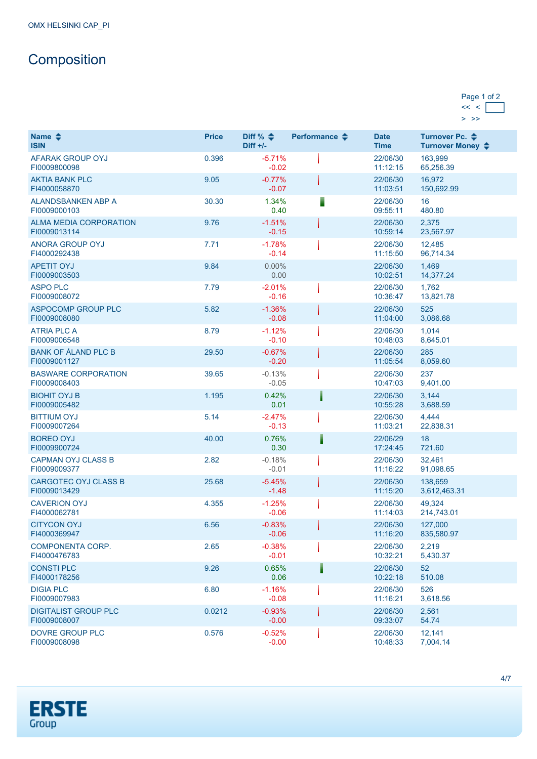OMX HELSINKI CAP_PI

# Composition

Page 1 of 2

| Name<br>ISIN | Price | Diff %<br>Diff +/- | Performance | Date<br>Time | Turnover Pc.<br>Turnover Money |
|---|---|---|---|---|---|
| AFARAK GROUP OYJ<br>FI0009800098 | 0.396 | -5.71%<br>-0.02 | | 22/06/30<br>11:12:15 | 163,999<br>65,256.39 |
| AKTIA BANK PLC<br>FI4000058870 | 9.05 | -0.77%<br>-0.07 | | 22/06/30<br>11:03:51 | 16,972<br>150,692.99 |
| ALANDSBANKEN ABP A<br>FI0009000103 | 30.30 | 1.34%<br>0.40 | | 22/06/30<br>09:55:11 | 16<br>480.80 |
| ALMA MEDIA CORPORATION<br>FI0009013114 | 9.76 | -1.51%<br>-0.15 | | 22/06/30<br>10:59:14 | 2,375<br>23,567.97 |
| ANORA GROUP OYJ<br>FI4000292438 | 7.71 | -1.78%<br>-0.14 | | 22/06/30<br>11:15:50 | 12,485<br>96,714.34 |
| APETIT OYJ<br>FI0009003503 | 9.84 | 0.00%<br>0.00 | | 22/06/30<br>10:02:51 | 1,469<br>14,377.24 |
| ASPO PLC<br>FI0009008072 | 7.79 | -2.01%<br>-0.16 | | 22/06/30<br>10:36:47 | 1,762<br>13,821.78 |
| ASPOCOMP GROUP PLC<br>FI0009008080 | 5.82 | -1.36%<br>-0.08 | | 22/06/30<br>11:04:00 | 525<br>3,086.68 |
| ATRIA PLC A<br>FI0009006548 | 8.79 | -1.12%<br>-0.10 | | 22/06/30<br>10:48:03 | 1,014<br>8,645.01 |
| BANK OF ÅLAND PLC B<br>FI0009001127 | 29.50 | -0.67%<br>-0.20 | | 22/06/30<br>11:05:54 | 285<br>8,059.60 |
| BASWARE CORPORATION<br>FI0009008403 | 39.65 | -0.13%<br>-0.05 | | 22/06/30<br>10:47:03 | 237<br>9,401.00 |
| BIOHIT OYJ B<br>FI0009005482 | 1.195 | 0.42%<br>0.01 | | 22/06/30<br>10:55:28 | 3,144<br>3,688.59 |
| BITTIUM OYJ<br>FI0009007264 | 5.14 | -2.47%<br>-0.13 | | 22/06/30<br>11:03:21 | 4,444<br>22,838.31 |
| BOREO OYJ<br>FI0009900724 | 40.00 | 0.76%<br>0.30 | | 22/06/29<br>17:24:45 | 18<br>721.60 |
| CAPMAN OYJ CLASS B<br>FI0009009377 | 2.82 | -0.18%<br>-0.01 | | 22/06/30<br>11:16:22 | 32,461<br>91,098.65 |
| CARGOTEC OYJ CLASS B<br>FI0009013429 | 25.68 | -5.45%<br>-1.48 | | 22/06/30<br>11:15:20 | 138,659<br>3,612,463.31 |
| CAVERION OYJ<br>FI4000062781 | 4.355 | -1.25%<br>-0.06 | | 22/06/30<br>11:14:03 | 49,324<br>214,743.01 |
| CITYCON OYJ<br>FI4000369947 | 6.56 | -0.83%<br>-0.06 | | 22/06/30<br>11:16:20 | 127,000<br>835,580.97 |
| COMPONENTA CORP.<br>FI4000476783 | 2.65 | -0.38%<br>-0.01 | | 22/06/30<br>10:32:21 | 2,219<br>5,430.37 |
| CONSTI PLC<br>FI4000178256 | 9.26 | 0.65%<br>0.06 | | 22/06/30<br>10:22:18 | 52<br>510.08 |
| DIGIA PLC<br>FI0009007983 | 6.80 | -1.16%<br>-0.08 | | 22/06/30<br>11:16:21 | 526<br>3,618.56 |
| DIGITALIST GROUP PLC<br>FI0009008007 | 0.0212 | -0.93%<br>-0.00 | | 22/06/30<br>09:33:07 | 2,561<br>54.74 |
| DOVRE GROUP PLC<br>FI0009008098 | 0.576 | -0.52%<br>-0.00 | | 22/06/30<br>10:48:33 | 12,141<br>7,004.14 |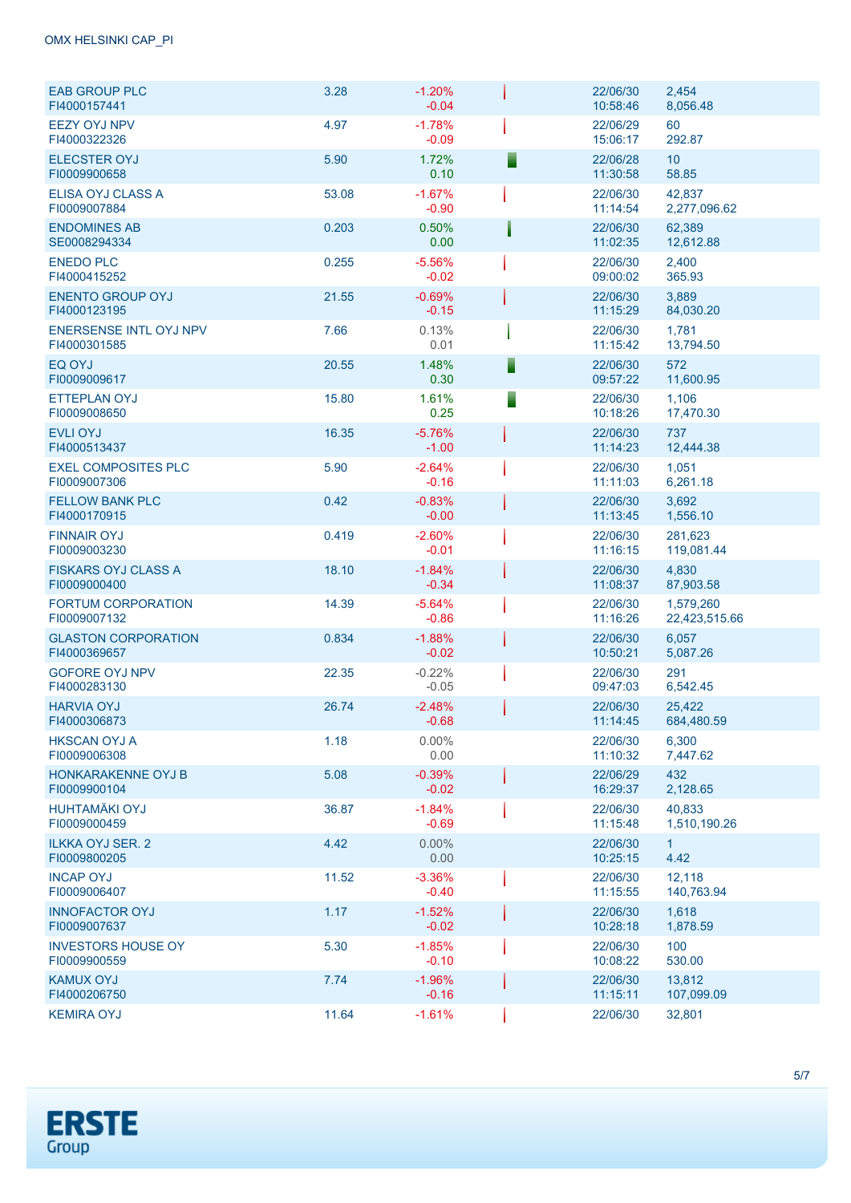| | | | | | |
|---|---|---|---|---|---|
| EAB GROUP PLC<br>FI4000157441 | 3.28 | -1.20%<br>-0.04 | | 22/06/30<br>10:58:46 | 2,454<br>8,056.48 |
| EEZY OYJ NPV<br>FI4000322326 | 4.97 | -1.78%<br>-0.09 | | 22/06/29<br>15:06:17 | 60<br>292.87 |
| ELECSTER OYJ<br>FI0009900658 | 5.90 | 1.72%<br>0.10 | | 22/06/28<br>11:30:58 | 10<br>58.85 |
| ELISA OYJ CLASS A<br>FI0009007884 | 53.08 | -1.67%<br>-0.90 | | 22/06/30<br>11:14:54 | 42,837<br>2,277,096.62 |
| ENDOMINES AB<br>SE0008294334 | 0.203 | 0.50%<br>0.00 | | 22/06/30<br>11:02:35 | 62,389<br>12,612.88 |
| ENEDO PLC<br>FI4000415252 | 0.255 | -5.56%<br>-0.02 | | 22/06/30<br>09:00:02 | 2,400<br>365.93 |
| ENENTO GROUP OYJ<br>FI4000123195 | 21.55 | -0.69%<br>-0.15 | | 22/06/30<br>11:15:29 | 3,889<br>84,030.20 |
| ENERSENSE INTL OYJ NPV<br>FI4000301585 | 7.66 | 0.13%<br>0.01 | | 22/06/30<br>11:15:42 | 1,781<br>13,794.50 |
| EQ OYJ<br>FI0009009617 | 20.55 | 1.48%<br>0.30 | | 22/06/30<br>09:57:22 | 572<br>11,600.95 |
| ETTEPLAN OYJ<br>FI0009008650 | 15.80 | 1.61%<br>0.25 | | 22/06/30<br>10:18:26 | 1,106<br>17,470.30 |
| EVLI OYJ<br>FI4000513437 | 16.35 | -5.76%<br>-1.00 | | 22/06/30<br>11:14:23 | 737<br>12,444.38 |
| EXEL COMPOSITES PLC<br>FI0009007306 | 5.90 | -2.64%<br>-0.16 | | 22/06/30<br>11:11:03 | 1,051<br>6,261.18 |
| FELLOW BANK PLC<br>FI4000170915 | 0.42 | -0.83%<br>-0.00 | | 22/06/30<br>11:13:45 | 3,692<br>1,556.10 |
| FINNAIR OYJ<br>FI0009003230 | 0.419 | -2.60%<br>-0.01 | | 22/06/30<br>11:16:15 | 281,623<br>119,081.44 |
| FISKARS OYJ CLASS A<br>FI0009000400 | 18.10 | -1.84%<br>-0.34 | | 22/06/30<br>11:08:37 | 4,830<br>87,903.58 |
| FORTUM CORPORATION<br>FI0009007132 | 14.39 | -5.64%<br>-0.86 | | 22/06/30<br>11:16:26 | 1,579,260<br>22,423,515.66 |
| GLASTON CORPORATION<br>FI4000369657 | 0.834 | -1.88%<br>-0.02 | | 22/06/30<br>10:50:21 | 6,057<br>5,087.26 |
| GOFORE OYJ NPV<br>FI4000283130 | 22.35 | -0.22%<br>-0.05 | | 22/06/30<br>09:47:03 | 291<br>6,542.45 |
| HARVIA OYJ<br>FI4000306873 | 26.74 | -2.48%<br>-0.68 | | 22/06/30<br>11:14:45 | 25,422<br>684,480.59 |
| HKSCAN OYJ A<br>FI0009006308 | 1.18 | 0.00%<br>0.00 | | 22/06/30<br>11:10:32 | 6,300<br>7,447.62 |
| HONKARAKENNE OYJ B<br>FI0009900104 | 5.08 | -0.39%<br>-0.02 | | 22/06/29<br>16:29:37 | 432<br>2,128.65 |
| HUHTAMÄKI OYJ<br>FI0009000459 | 36.87 | -1.84%<br>-0.69 | | 22/06/30<br>11:15:48 | 40,833<br>1,510,190.26 |
| ILKKA OYJ SER. 2<br>FI0009800205 | 4.42 | 0.00%<br>0.00 | | 22/06/30<br>10:25:15 | 1<br>4.42 |
| INCAP OYJ<br>FI0009006407 | 11.52 | -3.36%<br>-0.40 | | 22/06/30<br>11:15:55 | 12,118<br>140,763.94 |
| INNOFACTOR OYJ<br>FI0009007637 | 1.17 | -1.52%<br>-0.02 | | 22/06/30<br>10:28:18 | 1,618<br>1,878.59 |
| INVESTORS HOUSE OY<br>FI0009900559 | 5.30 | -1.85%<br>-0.10 | | 22/06/30<br>10:08:22 | 100<br>530.00 |
| KAMUX OYJ<br>FI4000206750 | 7.74 | -1.96%<br>-0.16 | | 22/06/30<br>11:15:11 | 13,812<br>107,099.09 |
| KEMIRA OYJ | 11.64 | -1.61% | | 22/06/30 | 32,801 |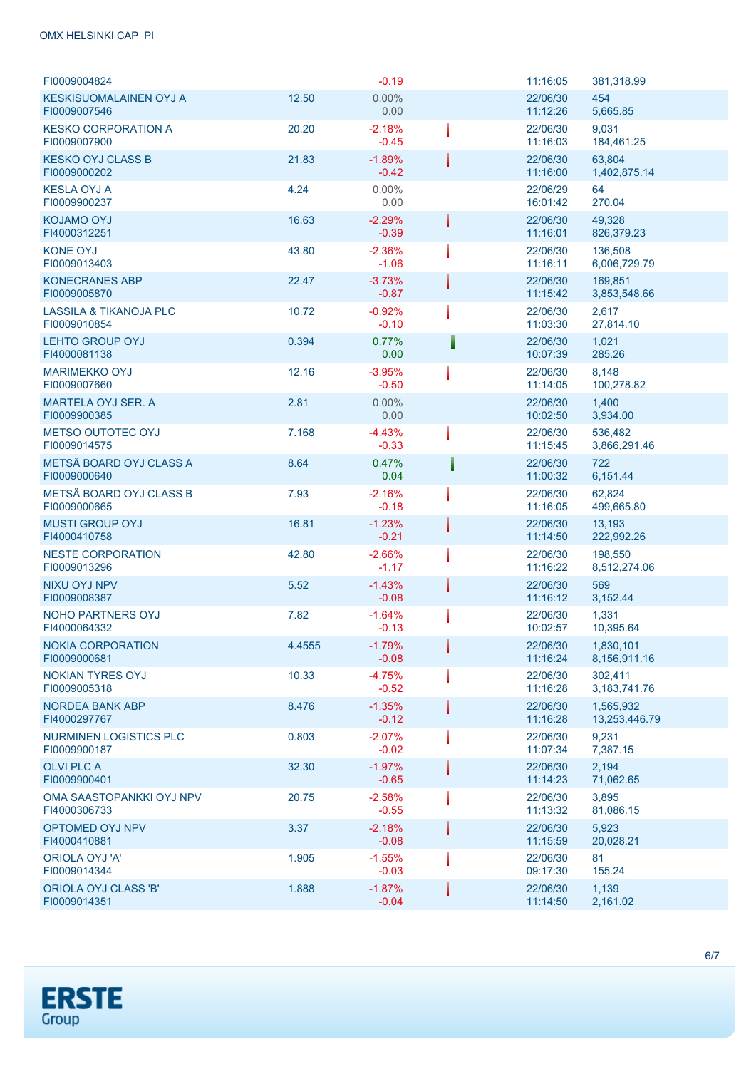| | | | | | |
|---|---|---|---|---|---|
| FI0009004824 | | -0.19 | | 11:16:05 | 381,318.99 |
| KESKISUOMALAINEN OYJ A<br>FI0009007546 | 12.50 | 0.00%<br>0.00 | | 22/06/30<br>11:12:26 | 454<br>5,665.85 |
| KESKO CORPORATION A<br>FI0009007900 | 20.20 | -2.18%<br>-0.45 | | 22/06/30<br>11:16:03 | 9,031<br>184,461.25 |
| KESKO OYJ CLASS B<br>FI0009000202 | 21.83 | -1.89%<br>-0.42 | | 22/06/30<br>11:16:00 | 63,804<br>1,402,875.14 |
| KESLA OYJ A<br>FI0009900237 | 4.24 | 0.00%<br>0.00 | | 22/06/29<br>16:01:42 | 64<br>270.04 |
| KOJAMO OYJ<br>FI4000312251 | 16.63 | -2.29%<br>-0.39 | | 22/06/30<br>11:16:01 | 49,328<br>826,379.23 |
| KONE OYJ<br>FI0009013403 | 43.80 | -2.36%<br>-1.06 | | 22/06/30<br>11:16:11 | 136,508<br>6,006,729.79 |
| KONECRANES ABP<br>FI0009005870 | 22.47 | -3.73%<br>-0.87 | | 22/06/30<br>11:15:42 | 169,851<br>3,853,548.66 |
| LASSILA & TIKANOJA PLC<br>FI0009010854 | 10.72 | -0.92%<br>-0.10 | | 22/06/30<br>11:03:30 | 2,617<br>27,814.10 |
| LEHTO GROUP OYJ<br>FI4000081138 | 0.394 | 0.77%<br>0.00 | | 22/06/30<br>10:07:39 | 1,021<br>285.26 |
| MARIMEKKO OYJ<br>FI0009007660 | 12.16 | -3.95%<br>-0.50 | | 22/06/30<br>11:14:05 | 8,148<br>100,278.82 |
| MARTELA OYJ SER. A<br>FI0009900385 | 2.81 | 0.00%<br>0.00 | | 22/06/30<br>10:02:50 | 1,400<br>3,934.00 |
| METSO OUTOTEC OYJ<br>FI0009014575 | 7.168 | -4.43%<br>-0.33 | | 22/06/30<br>11:15:45 | 536,482<br>3,866,291.46 |
| METSÄ BOARD OYJ CLASS A<br>FI0009000640 | 8.64 | 0.47%<br>0.04 | | 22/06/30<br>11:00:32 | 722<br>6,151.44 |
| METSÄ BOARD OYJ CLASS B<br>FI0009000665 | 7.93 | -2.16%<br>-0.18 | | 22/06/30<br>11:16:05 | 62,824<br>499,665.80 |
| MUSTI GROUP OYJ<br>FI4000410758 | 16.81 | -1.23%<br>-0.21 | | 22/06/30<br>11:14:50 | 13,193<br>222,992.26 |
| NESTE CORPORATION<br>FI0009013296 | 42.80 | -2.66%<br>-1.17 | | 22/06/30<br>11:16:22 | 198,550<br>8,512,274.06 |
| NIXU OYJ NPV<br>FI0009008387 | 5.52 | -1.43%<br>-0.08 | | 22/06/30<br>11:16:12 | 569<br>3,152.44 |
| NOHO PARTNERS OYJ<br>FI4000064332 | 7.82 | -1.64%<br>-0.13 | | 22/06/30<br>10:02:57 | 1,331<br>10,395.64 |
| NOKIA CORPORATION<br>FI0009000681 | 4.4555 | -1.79%<br>-0.08 | | 22/06/30<br>11:16:24 | 1,830,101<br>8,156,911.16 |
| NOKIAN TYRES OYJ<br>FI0009005318 | 10.33 | -4.75%<br>-0.52 | | 22/06/30<br>11:16:28 | 302,411<br>3,183,741.76 |
| NORDEA BANK ABP<br>FI4000297767 | 8.476 | -1.35%<br>-0.12 | | 22/06/30<br>11:16:28 | 1,565,932<br>13,253,446.79 |
| NURMINEN LOGISTICS PLC<br>FI0009900187 | 0.803 | -2.07%<br>-0.02 | | 22/06/30<br>11:07:34 | 9,231<br>7,387.15 |
| OLVI PLC A<br>FI0009900401 | 32.30 | -1.97%<br>-0.65 | | 22/06/30<br>11:14:23 | 2,194<br>71,062.65 |
| OMA SAASTOPANKKI OYJ NPV<br>FI4000306733 | 20.75 | -2.58%<br>-0.55 | | 22/06/30<br>11:13:32 | 3,895<br>81,086.15 |
| OPTOMED OYJ NPV<br>FI4000410881 | 3.37 | -2.18%<br>-0.08 | | 22/06/30<br>11:15:59 | 5,923<br>20,028.21 |
| ORIOLA OYJ 'A'<br>FI0009014344 | 1.905 | -1.55%<br>-0.03 | | 22/06/30<br>09:17:30 | 81<br>155.24 |
| ORIOLA OYJ CLASS 'B'<br>FI0009014351 | 1.888 | -1.87%<br>-0.04 | | 22/06/30<br>11:14:50 | 1,139<br>2,161.02 |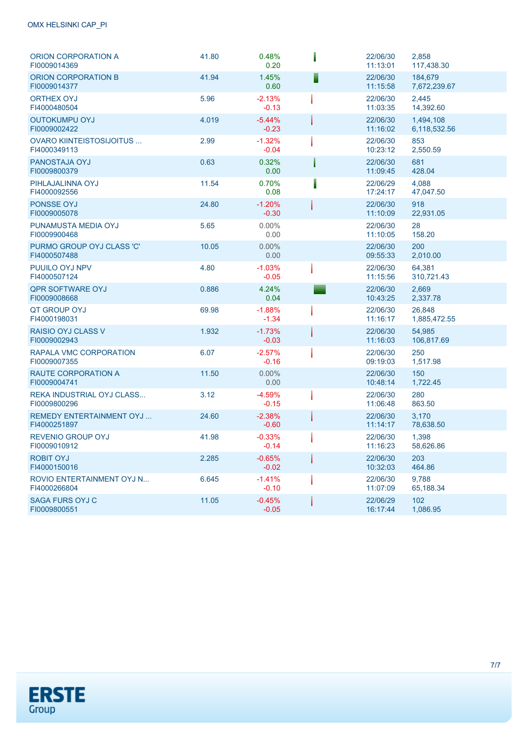| | | | | | |
|---|---|---|---|---|---|
| ORION CORPORATION A<br>FI0009014369 | 41.80 | 0.48%<br>0.20 | | 22/06/30<br>11:13:01 | 2,858<br>117,438.30 |
| ORION CORPORATION B<br>FI0009014377 | 41.94 | 1.45%<br>0.60 | | 22/06/30<br>11:15:58 | 184,679<br>7,672,239.67 |
| ORTHEX OYJ<br>FI4000480504 | 5.96 | -2.13%<br>-0.13 | | 22/06/30<br>11:03:35 | 2,445<br>14,392.60 |
| OUTOKUMPU OYJ<br>FI0009002422 | 4.019 | -5.44%<br>-0.23 | | 22/06/30<br>11:16:02 | 1,494,108<br>6,118,532.56 |
| OVARO KIINTEISTOSIJOITUS ...<br>FI4000349113 | 2.99 | -1.32%<br>-0.04 | | 22/06/30<br>10:23:12 | 853<br>2,550.59 |
| PANOSTAJA OYJ<br>FI0009800379 | 0.63 | 0.32%<br>0.00 | | 22/06/30<br>11:09:45 | 681<br>428.04 |
| PIHLAJALINNA OYJ<br>FI4000092556 | 11.54 | 0.70%<br>0.08 | | 22/06/29<br>17:24:17 | 4,088<br>47,047.50 |
| PONSSE OYJ<br>FI0009005078 | 24.80 | -1.20%<br>-0.30 | | 22/06/30<br>11:10:09 | 918<br>22,931.05 |
| PUNAMUSTA MEDIA OYJ<br>FI0009900468 | 5.65 | 0.00%<br>0.00 | | 22/06/30<br>11:10:05 | 28<br>158.20 |
| PURMO GROUP OYJ CLASS 'C'<br>FI4000507488 | 10.05 | 0.00%<br>0.00 | | 22/06/30<br>09:55:33 | 200<br>2,010.00 |
| PUUILO OYJ NPV<br>FI4000507124 | 4.80 | -1.03%<br>-0.05 | | 22/06/30<br>11:15:56 | 64,381<br>310,721.43 |
| QPR SOFTWARE OYJ<br>FI0009008668 | 0.886 | 4.24%<br>0.04 | | 22/06/30<br>10:43:25 | 2,669<br>2,337.78 |
| QT GROUP OYJ<br>FI4000198031 | 69.98 | -1.88%<br>-1.34 | | 22/06/30<br>11:16:17 | 26,848<br>1,885,472.55 |
| RAISIO OYJ CLASS V<br>FI0009002943 | 1.932 | -1.73%<br>-0.03 | | 22/06/30<br>11:16:03 | 54,985<br>106,817.69 |
| RAPALA VMC CORPORATION<br>FI0009007355 | 6.07 | -2.57%<br>-0.16 | | 22/06/30<br>09:19:03 | 250<br>1,517.98 |
| RAUTE CORPORATION A<br>FI0009004741 | 11.50 | 0.00%<br>0.00 | | 22/06/30<br>10:48:14 | 150<br>1,722.45 |
| REKA INDUSTRIAL OYJ CLASS...<br>FI0009800296 | 3.12 | -4.59%<br>-0.15 | | 22/06/30<br>11:06:48 | 280<br>863.50 |
| REMEDY ENTERTAINMENT OYJ ...<br>FI4000251897 | 24.60 | -2.38%<br>-0.60 | | 22/06/30<br>11:14:17 | 3,170<br>78,638.50 |
| REVENIO GROUP OYJ<br>FI0009010912 | 41.98 | -0.33%<br>-0.14 | | 22/06/30<br>11:16:23 | 1,398<br>58,626.86 |
| ROBIT OYJ<br>FI4000150016 | 2.285 | -0.65%<br>-0.02 | | 22/06/30<br>10:32:03 | 203<br>464.86 |
| ROVIO ENTERTAINMENT OYJ N...<br>FI4000266804 | 6.645 | -1.41%<br>-0.10 | | 22/06/30<br>11:07:09 | 9,788<br>65,188.34 |
| SAGA FURS OYJ C<br>FI0009800551 | 11.05 | -0.45%<br>-0.05 | | 22/06/29<br>16:17:44 | 102<br>1,086.95 |